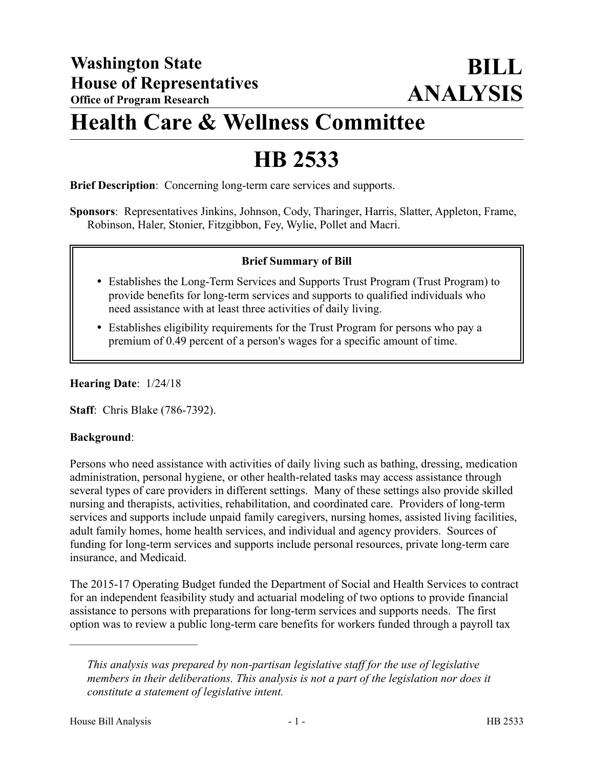# Washington State House of Representatives

**Office of Program Research**

# BILL ANALYSIS

# Health Care & Wellness Committee

# HB 2533

**Brief Description**: Concerning long-term care services and supports.

**Sponsors**: Representatives Jinkins, Johnson, Cody, Tharinger, Harris, Slatter, Appleton, Frame, Robinson, Haler, Stonier, Fitzgibbon, Fey, Wylie, Pollet and Macri.

**Brief Summary of Bill**

- Establishes the Long-Term Services and Supports Trust Program (Trust Program) to provide benefits for long-term services and supports to qualified individuals who need assistance with at least three activities of daily living.
- Establishes eligibility requirements for the Trust Program for persons who pay a premium of 0.49 percent of a person's wages for a specific amount of time.

**Hearing Date**: 1/24/18

**Staff**: Chris Blake (786-7392).

**Background**:

Persons who need assistance with activities of daily living such as bathing, dressing, medication administration, personal hygiene, or other health-related tasks may access assistance through several types of care providers in different settings. Many of these settings also provide skilled nursing and therapists, activities, rehabilitation, and coordinated care. Providers of long-term services and supports include unpaid family caregivers, nursing homes, assisted living facilities, adult family homes, home health services, and individual and agency providers. Sources of funding for long-term services and supports include personal resources, private long-term care insurance, and Medicaid.

The 2015-17 Operating Budget funded the Department of Social and Health Services to contract for an independent feasibility study and actuarial modeling of two options to provide financial assistance to persons with preparations for long-term services and supports needs. The first option was to review a public long-term care benefits for workers funded through a payroll tax

---

*This analysis was prepared by non-partisan legislative staff for the use of legislative members in their deliberations. This analysis is not a part of the legislation nor does it constitute a statement of legislative intent.*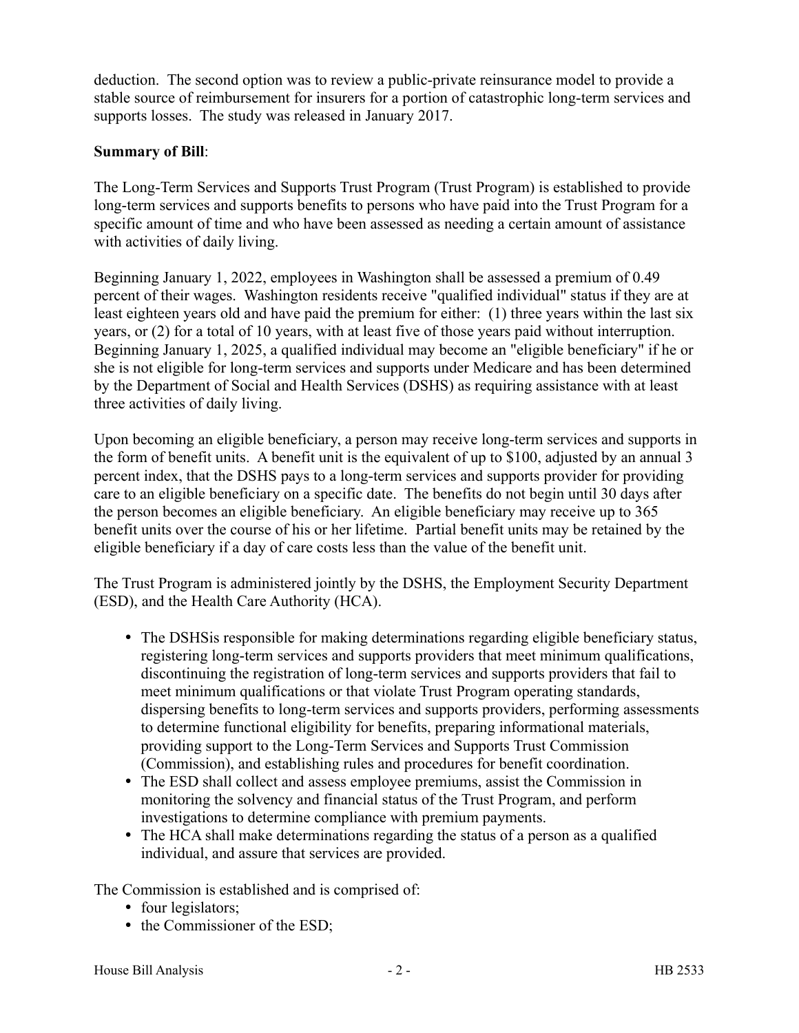deduction. The second option was to review a public-private reinsurance model to provide a stable source of reimbursement for insurers for a portion of catastrophic long-term services and supports losses. The study was released in January 2017.

**Summary of Bill**:

The Long-Term Services and Supports Trust Program (Trust Program) is established to provide long-term services and supports benefits to persons who have paid into the Trust Program for a specific amount of time and who have been assessed as needing a certain amount of assistance with activities of daily living.

Beginning January 1, 2022, employees in Washington shall be assessed a premium of 0.49 percent of their wages. Washington residents receive "qualified individual" status if they are at least eighteen years old and have paid the premium for either: (1) three years within the last six years, or (2) for a total of 10 years, with at least five of those years paid without interruption. Beginning January 1, 2025, a qualified individual may become an "eligible beneficiary" if he or she is not eligible for long-term services and supports under Medicare and has been determined by the Department of Social and Health Services (DSHS) as requiring assistance with at least three activities of daily living.

Upon becoming an eligible beneficiary, a person may receive long-term services and supports in the form of benefit units. A benefit unit is the equivalent of up to $100, adjusted by an annual 3 percent index, that the DSHS pays to a long-term services and supports provider for providing care to an eligible beneficiary on a specific date. The benefits do not begin until 30 days after the person becomes an eligible beneficiary. An eligible beneficiary may receive up to 365 benefit units over the course of his or her lifetime. Partial benefit units may be retained by the eligible beneficiary if a day of care costs less than the value of the benefit unit.

The Trust Program is administered jointly by the DSHS, the Employment Security Department (ESD), and the Health Care Authority (HCA).

- The DSHSis responsible for making determinations regarding eligible beneficiary status, registering long-term services and supports providers that meet minimum qualifications, discontinuing the registration of long-term services and supports providers that fail to meet minimum qualifications or that violate Trust Program operating standards, dispersing benefits to long-term services and supports providers, performing assessments to determine functional eligibility for benefits, preparing informational materials, providing support to the Long-Term Services and Supports Trust Commission (Commission), and establishing rules and procedures for benefit coordination.
- The ESD shall collect and assess employee premiums, assist the Commission in monitoring the solvency and financial status of the Trust Program, and perform investigations to determine compliance with premium payments.
- The HCA shall make determinations regarding the status of a person as a qualified individual, and assure that services are provided.

The Commission is established and is comprised of:

- four legislators;
- the Commissioner of the ESD;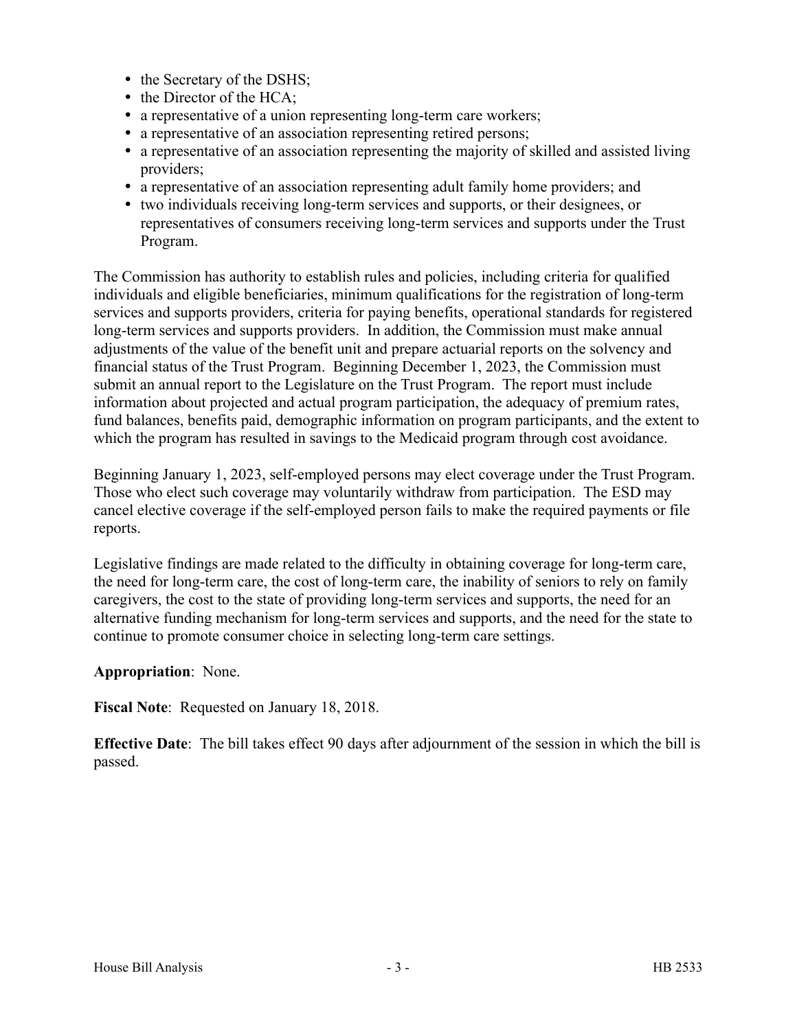- the Secretary of the DSHS;
- the Director of the HCA;
- a representative of a union representing long-term care workers;
- a representative of an association representing retired persons;
- a representative of an association representing the majority of skilled and assisted living providers;
- a representative of an association representing adult family home providers; and
- two individuals receiving long-term services and supports, or their designees, or representatives of consumers receiving long-term services and supports under the Trust Program.

The Commission has authority to establish rules and policies, including criteria for qualified individuals and eligible beneficiaries, minimum qualifications for the registration of long-term services and supports providers, criteria for paying benefits, operational standards for registered long-term services and supports providers. In addition, the Commission must make annual adjustments of the value of the benefit unit and prepare actuarial reports on the solvency and financial status of the Trust Program. Beginning December 1, 2023, the Commission must submit an annual report to the Legislature on the Trust Program. The report must include information about projected and actual program participation, the adequacy of premium rates, fund balances, benefits paid, demographic information on program participants, and the extent to which the program has resulted in savings to the Medicaid program through cost avoidance.

Beginning January 1, 2023, self-employed persons may elect coverage under the Trust Program. Those who elect such coverage may voluntarily withdraw from participation. The ESD may cancel elective coverage if the self-employed person fails to make the required payments or file reports.

Legislative findings are made related to the difficulty in obtaining coverage for long-term care, the need for long-term care, the cost of long-term care, the inability of seniors to rely on family caregivers, the cost to the state of providing long-term services and supports, the need for an alternative funding mechanism for long-term services and supports, and the need for the state to continue to promote consumer choice in selecting long-term care settings.

**Appropriation**: None.

**Fiscal Note**: Requested on January 18, 2018.

**Effective Date**: The bill takes effect 90 days after adjournment of the session in which the bill is passed.